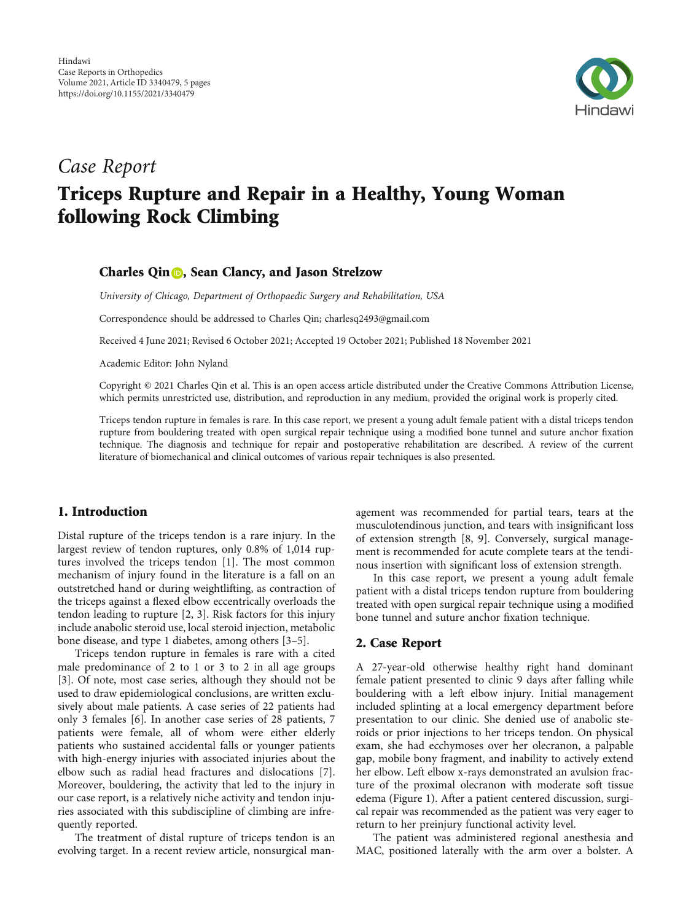Hindawi
Case Reports in Orthopedics
Volume 2021, Article ID 3340479, 5 pages
https://doi.org/10.1155/2021/3340479

*Case Report*

# Triceps Rupture and Repair in a Healthy, Young Woman following Rock Climbing

**Charles Qin, Sean Clancy, and Jason Strelzow**

*University of Chicago, Department of Orthopaedic Surgery and Rehabilitation, USA*

Correspondence should be addressed to Charles Qin; charlesq2493@gmail.com

Received 4 June 2021; Revised 6 October 2021; Accepted 19 October 2021; Published 18 November 2021

Academic Editor: John Nyland

Copyright © 2021 Charles Qin et al. This is an open access article distributed under the Creative Commons Attribution License, which permits unrestricted use, distribution, and reproduction in any medium, provided the original work is properly cited.

Triceps tendon rupture in females is rare. In this case report, we present a young adult female patient with a distal triceps tendon rupture from bouldering treated with open surgical repair technique using a modified bone tunnel and suture anchor fixation technique. The diagnosis and technique for repair and postoperative rehabilitation are described. A review of the current literature of biomechanical and clinical outcomes of various repair techniques is also presented.

## 1. Introduction

Distal rupture of the triceps tendon is a rare injury. In the largest review of tendon ruptures, only 0.8% of 1,014 ruptures involved the triceps tendon [1]. The most common mechanism of injury found in the literature is a fall on an outstretched hand or during weightlifting, as contraction of the triceps against a flexed elbow eccentrically overloads the tendon leading to rupture [2, 3]. Risk factors for this injury include anabolic steroid use, local steroid injection, metabolic bone disease, and type 1 diabetes, among others [3–5].

Triceps tendon rupture in females is rare with a cited male predominance of 2 to 1 or 3 to 2 in all age groups [3]. Of note, most case series, although they should not be used to draw epidemiological conclusions, are written exclusively about male patients. A case series of 22 patients had only 3 females [6]. In another case series of 28 patients, 7 patients were female, all of whom were either elderly patients who sustained accidental falls or younger patients with high-energy injuries with associated injuries about the elbow such as radial head fractures and dislocations [7]. Moreover, bouldering, the activity that led to the injury in our case report, is a relatively niche activity and tendon injuries associated with this subdiscipline of climbing are infrequently reported.

The treatment of distal rupture of triceps tendon is an evolving target. In a recent review article, nonsurgical management was recommended for partial tears, tears at the musculotendinous junction, and tears with insignificant loss of extension strength [8, 9]. Conversely, surgical management is recommended for acute complete tears at the tendinous insertion with significant loss of extension strength.

In this case report, we present a young adult female patient with a distal triceps tendon rupture from bouldering treated with open surgical repair technique using a modified bone tunnel and suture anchor fixation technique.

## 2. Case Report

A 27-year-old otherwise healthy right hand dominant female patient presented to clinic 9 days after falling while bouldering with a left elbow injury. Initial management included splinting at a local emergency department before presentation to our clinic. She denied use of anabolic steroids or prior injections to her triceps tendon. On physical exam, she had ecchymoses over her olecranon, a palpable gap, mobile bony fragment, and inability to actively extend her elbow. Left elbow x-rays demonstrated an avulsion fracture of the proximal olecranon with moderate soft tissue edema (Figure 1). After a patient centered discussion, surgical repair was recommended as the patient was very eager to return to her preinjury functional activity level.

The patient was administered regional anesthesia and MAC, positioned laterally with the arm over a bolster. A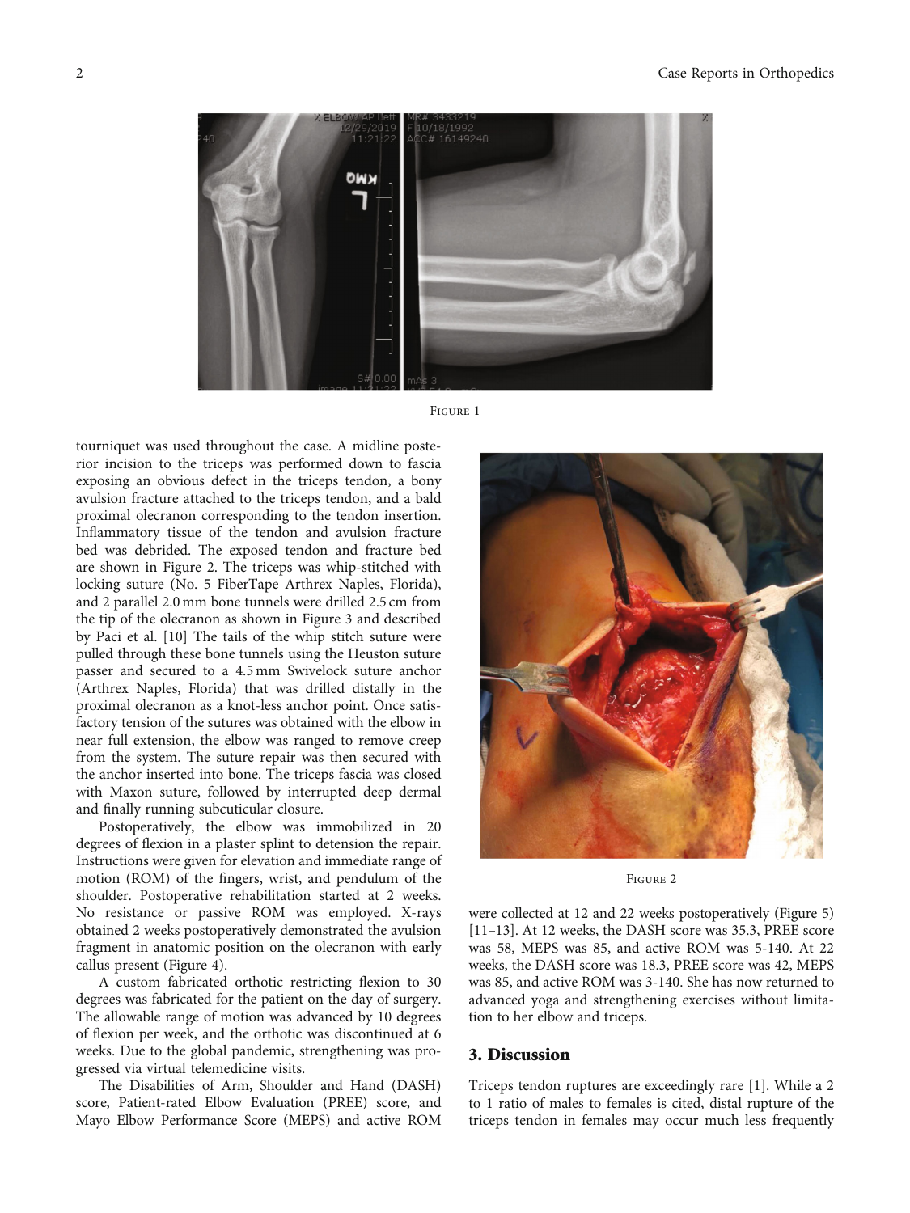Figure 1

tourniquet was used throughout the case. A midline posterior incision to the triceps was performed down to fascia exposing an obvious defect in the triceps tendon, a bony avulsion fracture attached to the triceps tendon, and a bald proximal olecranon corresponding to the tendon insertion. Inflammatory tissue of the tendon and avulsion fracture bed was debrided. The exposed tendon and fracture bed are shown in Figure 2. The triceps was whip-stitched with locking suture (No. 5 FiberTape Arthrex Naples, Florida), and 2 parallel 2.0 mm bone tunnels were drilled 2.5 cm from the tip of the olecranon as shown in Figure 3 and described by Paci et al. [10] The tails of the whip stitch suture were pulled through these bone tunnels using the Heuston suture passer and secured to a 4.5 mm Swivelock suture anchor (Arthrex Naples, Florida) that was drilled distally in the proximal olecranon as a knot-less anchor point. Once satisfactory tension of the sutures was obtained with the elbow in near full extension, the elbow was ranged to remove creep from the system. The suture repair was then secured with the anchor inserted into bone. The triceps fascia was closed with Maxon suture, followed by interrupted deep dermal and finally running subcuticular closure.

Postoperatively, the elbow was immobilized in 20 degrees of flexion in a plaster splint to detension the repair. Instructions were given for elevation and immediate range of motion (ROM) of the fingers, wrist, and pendulum of the shoulder. Postoperative rehabilitation started at 2 weeks. No resistance or passive ROM was employed. X-rays obtained 2 weeks postoperatively demonstrated the avulsion fragment in anatomic position on the olecranon with early callus present (Figure 4).

A custom fabricated orthotic restricting flexion to 30 degrees was fabricated for the patient on the day of surgery. The allowable range of motion was advanced by 10 degrees of flexion per week, and the orthotic was discontinued at 6 weeks. Due to the global pandemic, strengthening was progressed via virtual telemedicine visits.

The Disabilities of Arm, Shoulder and Hand (DASH) score, Patient-rated Elbow Evaluation (PREE) score, and Mayo Elbow Performance Score (MEPS) and active ROM were collected at 12 and 22 weeks postoperatively (Figure 5) [11–13]. At 12 weeks, the DASH score was 35.3, PREE score was 58, MEPS was 85, and active ROM was 5-140. At 22 weeks, the DASH score was 18.3, PREE score was 42, MEPS was 85, and active ROM was 3-140. She has now returned to advanced yoga and strengthening exercises without limitation to her elbow and triceps.

Figure 2

## 3. Discussion

Triceps tendon ruptures are exceedingly rare [1]. While a 2 to 1 ratio of males to females is cited, distal rupture of the triceps tendon in females may occur much less frequently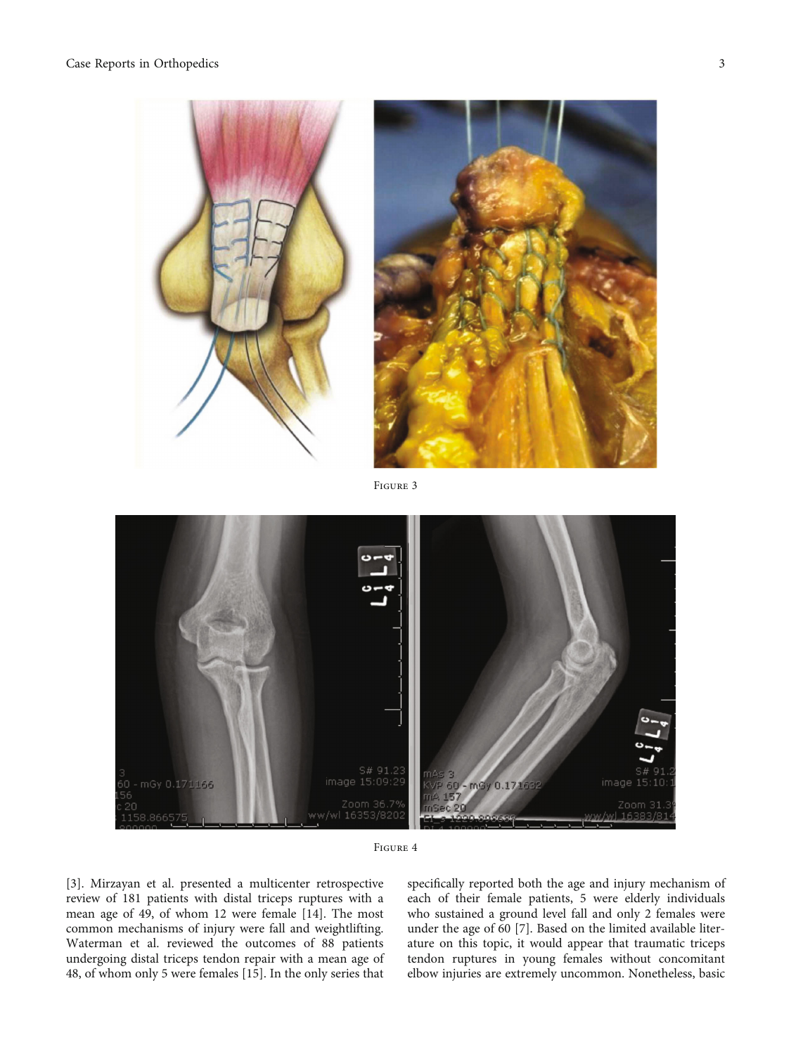Figure 3

Figure 4

[3]. Mirzayan et al. presented a multicenter retrospective review of 181 patients with distal triceps ruptures with a mean age of 49, of whom 12 were female [14]. The most common mechanisms of injury were fall and weightlifting. Waterman et al. reviewed the outcomes of 88 patients undergoing distal triceps tendon repair with a mean age of 48, of whom only 5 were females [15]. In the only series that specifically reported both the age and injury mechanism of each of their female patients, 5 were elderly individuals who sustained a ground level fall and only 2 females were under the age of 60 [7]. Based on the limited available literature on this topic, it would appear that traumatic triceps tendon ruptures in young females without concomitant elbow injuries are extremely uncommon. Nonetheless, basic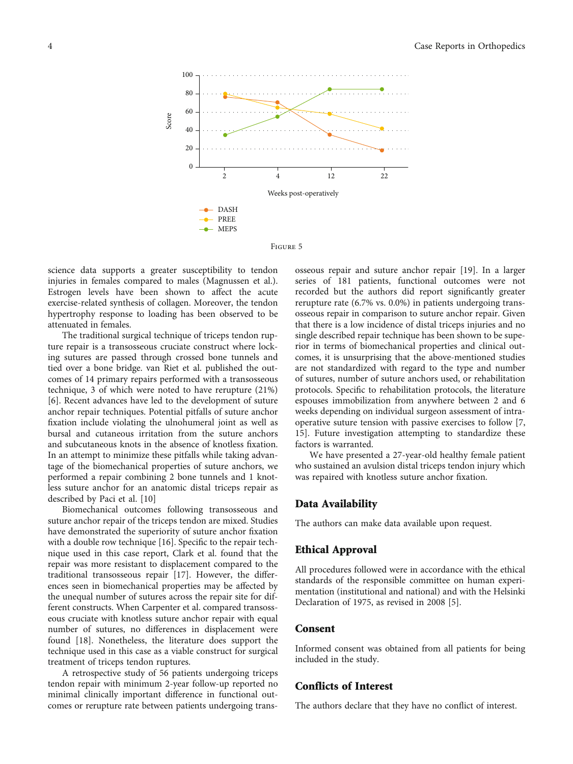Figure 5

science data supports a greater susceptibility to tendon injuries in females compared to males (Magnussen et al.). Estrogen levels have been shown to affect the acute exercise-related synthesis of collagen. Moreover, the tendon hypertrophy response to loading has been observed to be attenuated in females.

The traditional surgical technique of triceps tendon rupture repair is a transosseous cruciate construct where locking sutures are passed through crossed bone tunnels and tied over a bone bridge. van Riet et al. published the outcomes of 14 primary repairs performed with a transosseous technique, 3 of which were noted to have rerupture (21%) [6]. Recent advances have led to the development of suture anchor repair techniques. Potential pitfalls of suture anchor fixation include violating the ulnohumeral joint as well as bursal and cutaneous irritation from the suture anchors and subcutaneous knots in the absence of knotless fixation. In an attempt to minimize these pitfalls while taking advantage of the biomechanical properties of suture anchors, we performed a repair combining 2 bone tunnels and 1 knotless suture anchor for an anatomic distal triceps repair as described by Paci et al. [10]

Biomechanical outcomes following transosseous and suture anchor repair of the triceps tendon are mixed. Studies have demonstrated the superiority of suture anchor fixation with a double row technique [16]. Specific to the repair technique used in this case report, Clark et al. found that the repair was more resistant to displacement compared to the traditional transosseous repair [17]. However, the differences seen in biomechanical properties may be affected by the unequal number of sutures across the repair site for different constructs. When Carpenter et al. compared transosseous cruciate with knotless suture anchor repair with equal number of sutures, no differences in displacement were found [18]. Nonetheless, the literature does support the technique used in this case as a viable construct for surgical treatment of triceps tendon ruptures.

A retrospective study of 56 patients undergoing triceps tendon repair with minimum 2-year follow-up reported no minimal clinically important difference in functional outcomes or rerupture rate between patients undergoing transosseous repair and suture anchor repair [19]. In a larger series of 181 patients, functional outcomes were not recorded but the authors did report significantly greater rerupture rate (6.7% vs. 0.0%) in patients undergoing transosseous repair in comparison to suture anchor repair. Given that there is a low incidence of distal triceps injuries and no single described repair technique has been shown to be superior in terms of biomechanical properties and clinical outcomes, it is unsurprising that the above-mentioned studies are not standardized with regard to the type and number of sutures, number of suture anchors used, or rehabilitation protocols. Specific to rehabilitation protocols, the literature espouses immobilization from anywhere between 2 and 6 weeks depending on individual surgeon assessment of intraoperative suture tension with passive exercises to follow [7, 15]. Future investigation attempting to standardize these factors is warranted.

We have presented a 27-year-old healthy female patient who sustained an avulsion distal triceps tendon injury which was repaired with knotless suture anchor fixation.

## Data Availability

The authors can make data available upon request.

## Ethical Approval

All procedures followed were in accordance with the ethical standards of the responsible committee on human experimentation (institutional and national) and with the Helsinki Declaration of 1975, as revised in 2008 [5].

## Consent

Informed consent was obtained from all patients for being included in the study.

## Conflicts of Interest

The authors declare that they have no conflict of interest.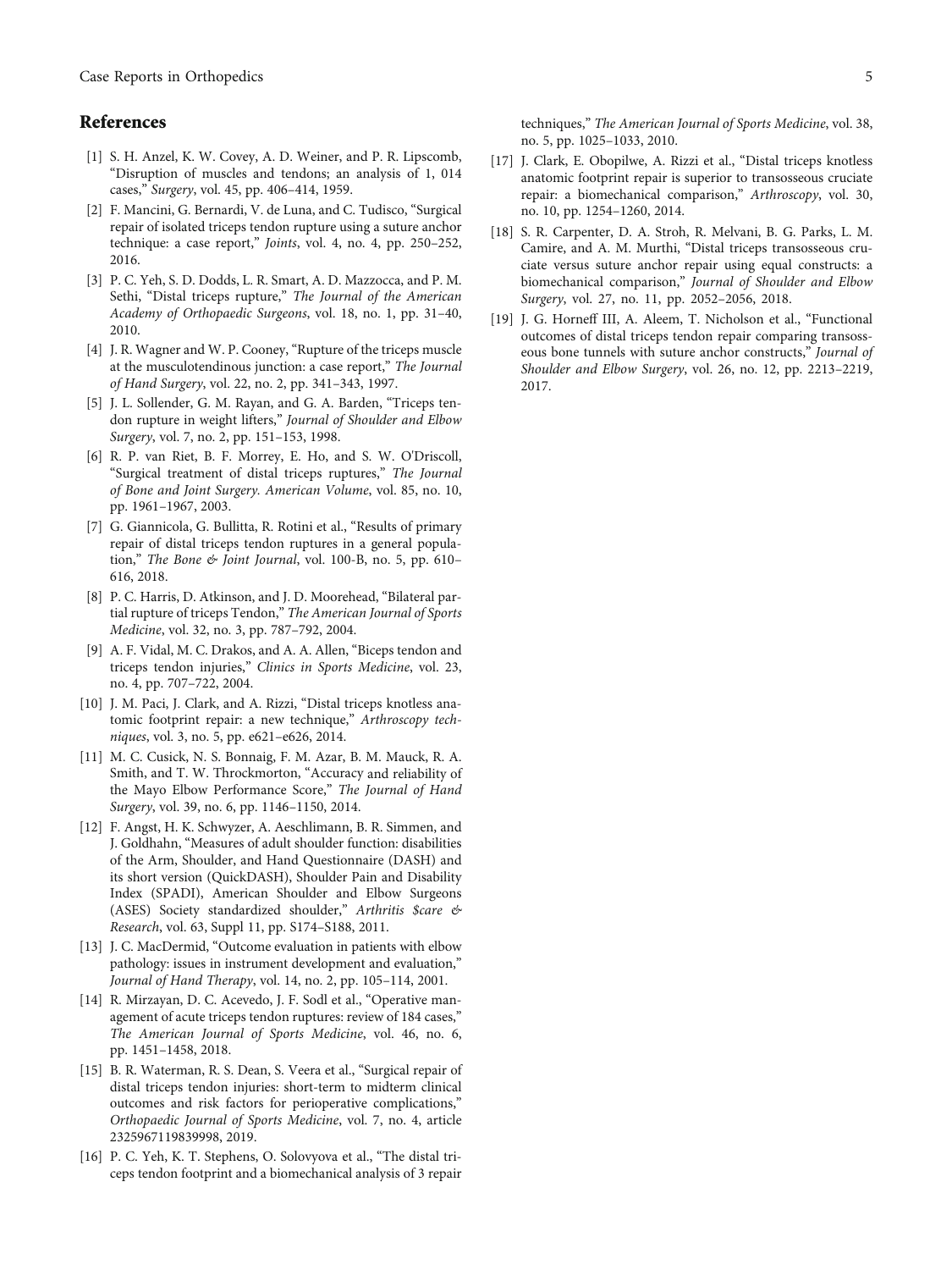## References

[1] S. H. Anzel, K. W. Covey, A. D. Weiner, and P. R. Lipscomb, "Disruption of muscles and tendons; an analysis of 1, 014 cases," *Surgery*, vol. 45, pp. 406–414, 1959.

[2] F. Mancini, G. Bernardi, V. de Luna, and C. Tudisco, "Surgical repair of isolated triceps tendon rupture using a suture anchor technique: a case report," *Joints*, vol. 4, no. 4, pp. 250–252, 2016.

[3] P. C. Yeh, S. D. Dodds, L. R. Smart, A. D. Mazzocca, and P. M. Sethi, "Distal triceps rupture," *The Journal of the American Academy of Orthopaedic Surgeons*, vol. 18, no. 1, pp. 31–40, 2010.

[4] J. R. Wagner and W. P. Cooney, "Rupture of the triceps muscle at the musculotendinous junction: a case report," *The Journal of Hand Surgery*, vol. 22, no. 2, pp. 341–343, 1997.

[5] J. L. Sollender, G. M. Rayan, and G. A. Barden, "Triceps tendon rupture in weight lifters," *Journal of Shoulder and Elbow Surgery*, vol. 7, no. 2, pp. 151–153, 1998.

[6] R. P. van Riet, B. F. Morrey, E. Ho, and S. W. O'Driscoll, "Surgical treatment of distal triceps ruptures," *The Journal of Bone and Joint Surgery. American Volume*, vol. 85, no. 10, pp. 1961–1967, 2003.

[7] G. Giannicola, G. Bullitta, R. Rotini et al., "Results of primary repair of distal triceps tendon ruptures in a general population," *The Bone & Joint Journal*, vol. 100-B, no. 5, pp. 610–616, 2018.

[8] P. C. Harris, D. Atkinson, and J. D. Moorehead, "Bilateral partial rupture of triceps Tendon," *The American Journal of Sports Medicine*, vol. 32, no. 3, pp. 787–792, 2004.

[9] A. F. Vidal, M. C. Drakos, and A. A. Allen, "Biceps tendon and triceps tendon injuries," *Clinics in Sports Medicine*, vol. 23, no. 4, pp. 707–722, 2004.

[10] J. M. Paci, J. Clark, and A. Rizzi, "Distal triceps knotless anatomic footprint repair: a new technique," *Arthroscopy techniques*, vol. 3, no. 5, pp. e621–e626, 2014.

[11] M. C. Cusick, N. S. Bonnaig, F. M. Azar, B. M. Mauck, R. A. Smith, and T. W. Throckmorton, "Accuracy and reliability of the Mayo Elbow Performance Score," *The Journal of Hand Surgery*, vol. 39, no. 6, pp. 1146–1150, 2014.

[12] F. Angst, H. K. Schwyzer, A. Aeschlimann, B. R. Simmen, and J. Goldhahn, "Measures of adult shoulder function: disabilities of the Arm, Shoulder, and Hand Questionnaire (DASH) and its short version (QuickDASH), Shoulder Pain and Disability Index (SPADI), American Shoulder and Elbow Surgeons (ASES) Society standardized shoulder," *Arthritis $care & Research*, vol. 63, Suppl 11, pp. S174–S188, 2011.

[13] J. C. MacDermid, "Outcome evaluation in patients with elbow pathology: issues in instrument development and evaluation," *Journal of Hand Therapy*, vol. 14, no. 2, pp. 105–114, 2001.

[14] R. Mirzayan, D. C. Acevedo, J. F. Sodl et al., "Operative management of acute triceps tendon ruptures: review of 184 cases," *The American Journal of Sports Medicine*, vol. 46, no. 6, pp. 1451–1458, 2018.

[15] B. R. Waterman, R. S. Dean, S. Veera et al., "Surgical repair of distal triceps tendon injuries: short-term to midterm clinical outcomes and risk factors for perioperative complications," *Orthopaedic Journal of Sports Medicine*, vol. 7, no. 4, article 2325967119839998, 2019.

[16] P. C. Yeh, K. T. Stephens, O. Solovyova et al., "The distal triceps tendon footprint and a biomechanical analysis of 3 repair techniques," *The American Journal of Sports Medicine*, vol. 38, no. 5, pp. 1025–1033, 2010.

[17] J. Clark, E. Obopilwe, A. Rizzi et al., "Distal triceps knotless anatomic footprint repair is superior to transosseous cruciate repair: a biomechanical comparison," *Arthroscopy*, vol. 30, no. 10, pp. 1254–1260, 2014.

[18] S. R. Carpenter, D. A. Stroh, R. Melvani, B. G. Parks, L. M. Camire, and A. M. Murthi, "Distal triceps transosseous cruciate versus suture anchor repair using equal constructs: a biomechanical comparison," *Journal of Shoulder and Elbow Surgery*, vol. 27, no. 11, pp. 2052–2056, 2018.

[19] J. G. Horneff III, A. Aleem, T. Nicholson et al., "Functional outcomes of distal triceps tendon repair comparing transosseous bone tunnels with suture anchor constructs," *Journal of Shoulder and Elbow Surgery*, vol. 26, no. 12, pp. 2213–2219, 2017.